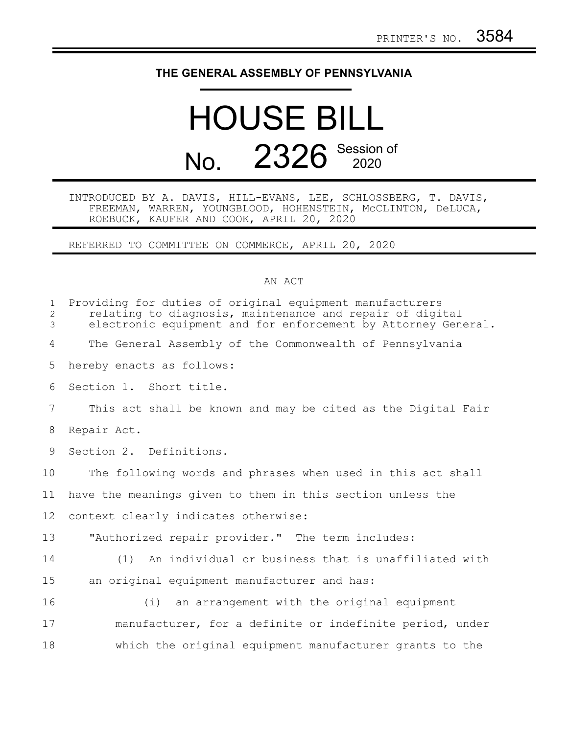PRINTER'S NO. 3584

# THE GENERAL ASSEMBLY OF PENNSYLVANIA

# HOUSE BILL No. 2326 Session of 2020

INTRODUCED BY A. DAVIS, HILL-EVANS, LEE, SCHLOSSBERG, T. DAVIS, FREEMAN, WARREN, YOUNGBLOOD, HOHENSTEIN, McCLINTON, DeLUCA, ROEBUCK, KAUFER AND COOK, APRIL 20, 2020

REFERRED TO COMMITTEE ON COMMERCE, APRIL 20, 2020

## AN ACT

Providing for duties of original equipment manufacturers relating to diagnosis, maintenance and repair of digital electronic equipment and for enforcement by Attorney General.

The General Assembly of the Commonwealth of Pennsylvania hereby enacts as follows:

Section 1. Short title.

This act shall be known and may be cited as the Digital Fair Repair Act.

Section 2. Definitions.

The following words and phrases when used in this act shall have the meanings given to them in this section unless the context clearly indicates otherwise:

"Authorized repair provider." The term includes:

(1) An individual or business that is unaffiliated with an original equipment manufacturer and has:

(i) an arrangement with the original equipment manufacturer, for a definite or indefinite period, under which the original equipment manufacturer grants to the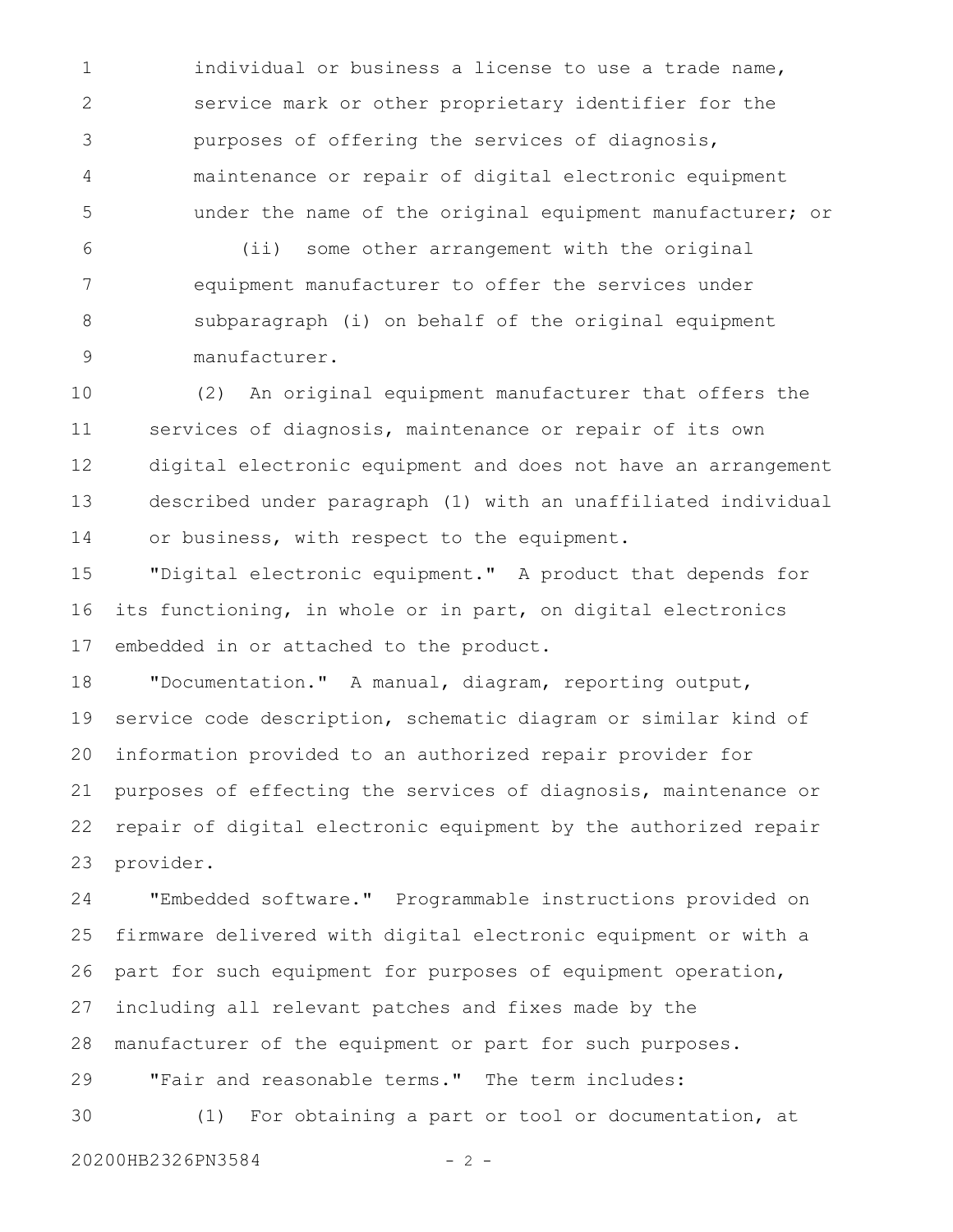individual or business a license to use a trade name, service mark or other proprietary identifier for the purposes of offering the services of diagnosis, maintenance or repair of digital electronic equipment under the name of the original equipment manufacturer; or

(ii) some other arrangement with the original equipment manufacturer to offer the services under subparagraph (i) on behalf of the original equipment manufacturer.

(2) An original equipment manufacturer that offers the services of diagnosis, maintenance or repair of its own digital electronic equipment and does not have an arrangement described under paragraph (1) with an unaffiliated individual or business, with respect to the equipment.

"Digital electronic equipment." A product that depends for its functioning, in whole or in part, on digital electronics embedded in or attached to the product.

"Documentation." A manual, diagram, reporting output, service code description, schematic diagram or similar kind of information provided to an authorized repair provider for purposes of effecting the services of diagnosis, maintenance or repair of digital electronic equipment by the authorized repair provider.

"Embedded software." Programmable instructions provided on firmware delivered with digital electronic equipment or with a part for such equipment for purposes of equipment operation, including all relevant patches and fixes made by the manufacturer of the equipment or part for such purposes.

"Fair and reasonable terms." The term includes:

(1) For obtaining a part or tool or documentation, at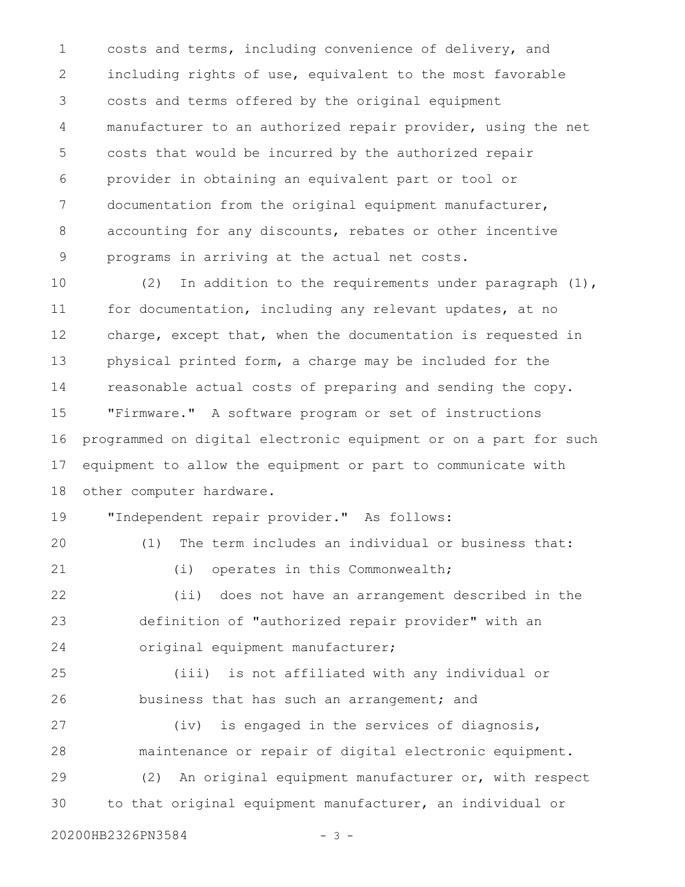costs and terms, including convenience of delivery, and including rights of use, equivalent to the most favorable costs and terms offered by the original equipment manufacturer to an authorized repair provider, using the net costs that would be incurred by the authorized repair provider in obtaining an equivalent part or tool or documentation from the original equipment manufacturer, accounting for any discounts, rebates or other incentive programs in arriving at the actual net costs.

(2) In addition to the requirements under paragraph (1), for documentation, including any relevant updates, at no charge, except that, when the documentation is requested in physical printed form, a charge may be included for the reasonable actual costs of preparing and sending the copy.

"Firmware." A software program or set of instructions programmed on digital electronic equipment or on a part for such equipment to allow the equipment or part to communicate with other computer hardware.

"Independent repair provider." As follows:

(1) The term includes an individual or business that:

(i) operates in this Commonwealth;

(ii) does not have an arrangement described in the definition of "authorized repair provider" with an original equipment manufacturer;

(iii) is not affiliated with any individual or business that has such an arrangement; and

(iv) is engaged in the services of diagnosis, maintenance or repair of digital electronic equipment.

(2) An original equipment manufacturer or, with respect to that original equipment manufacturer, an individual or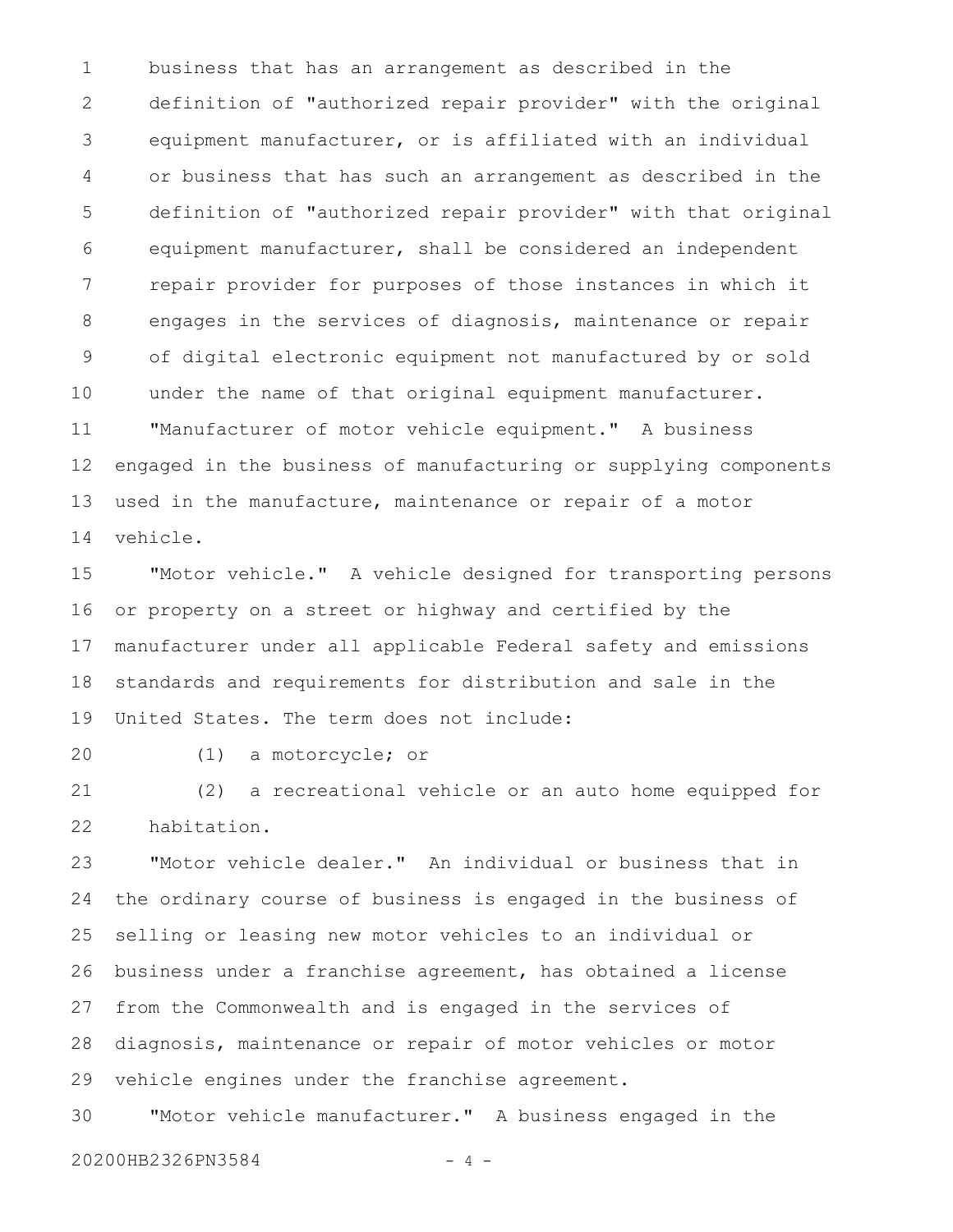business that has an arrangement as described in the definition of "authorized repair provider" with the original equipment manufacturer, or is affiliated with an individual or business that has such an arrangement as described in the definition of "authorized repair provider" with that original equipment manufacturer, shall be considered an independent repair provider for purposes of those instances in which it engages in the services of diagnosis, maintenance or repair of digital electronic equipment not manufactured by or sold under the name of that original equipment manufacturer.

"Manufacturer of motor vehicle equipment." A business engaged in the business of manufacturing or supplying components used in the manufacture, maintenance or repair of a motor vehicle.

"Motor vehicle." A vehicle designed for transporting persons or property on a street or highway and certified by the manufacturer under all applicable Federal safety and emissions standards and requirements for distribution and sale in the United States. The term does not include:

(1) a motorcycle; or

(2) a recreational vehicle or an auto home equipped for habitation.

"Motor vehicle dealer." An individual or business that in the ordinary course of business is engaged in the business of selling or leasing new motor vehicles to an individual or business under a franchise agreement, has obtained a license from the Commonwealth and is engaged in the services of diagnosis, maintenance or repair of motor vehicles or motor vehicle engines under the franchise agreement.

"Motor vehicle manufacturer." A business engaged in the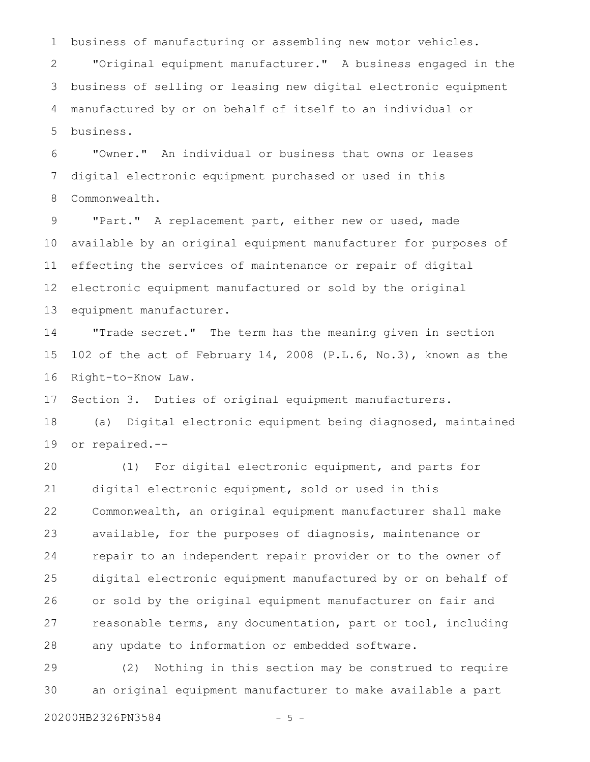business of manufacturing or assembling new motor vehicles.

"Original equipment manufacturer." A business engaged in the business of selling or leasing new digital electronic equipment manufactured by or on behalf of itself to an individual or business.

"Owner." An individual or business that owns or leases digital electronic equipment purchased or used in this Commonwealth.

"Part." A replacement part, either new or used, made available by an original equipment manufacturer for purposes of effecting the services of maintenance or repair of digital electronic equipment manufactured or sold by the original equipment manufacturer.

"Trade secret." The term has the meaning given in section 102 of the act of February 14, 2008 (P.L.6, No.3), known as the Right-to-Know Law.

Section 3. Duties of original equipment manufacturers.

(a) Digital electronic equipment being diagnosed, maintained or repaired.--

(1) For digital electronic equipment, and parts for digital electronic equipment, sold or used in this Commonwealth, an original equipment manufacturer shall make available, for the purposes of diagnosis, maintenance or repair to an independent repair provider or to the owner of digital electronic equipment manufactured by or on behalf of or sold by the original equipment manufacturer on fair and reasonable terms, any documentation, part or tool, including any update to information or embedded software.

(2) Nothing in this section may be construed to require an original equipment manufacturer to make available a part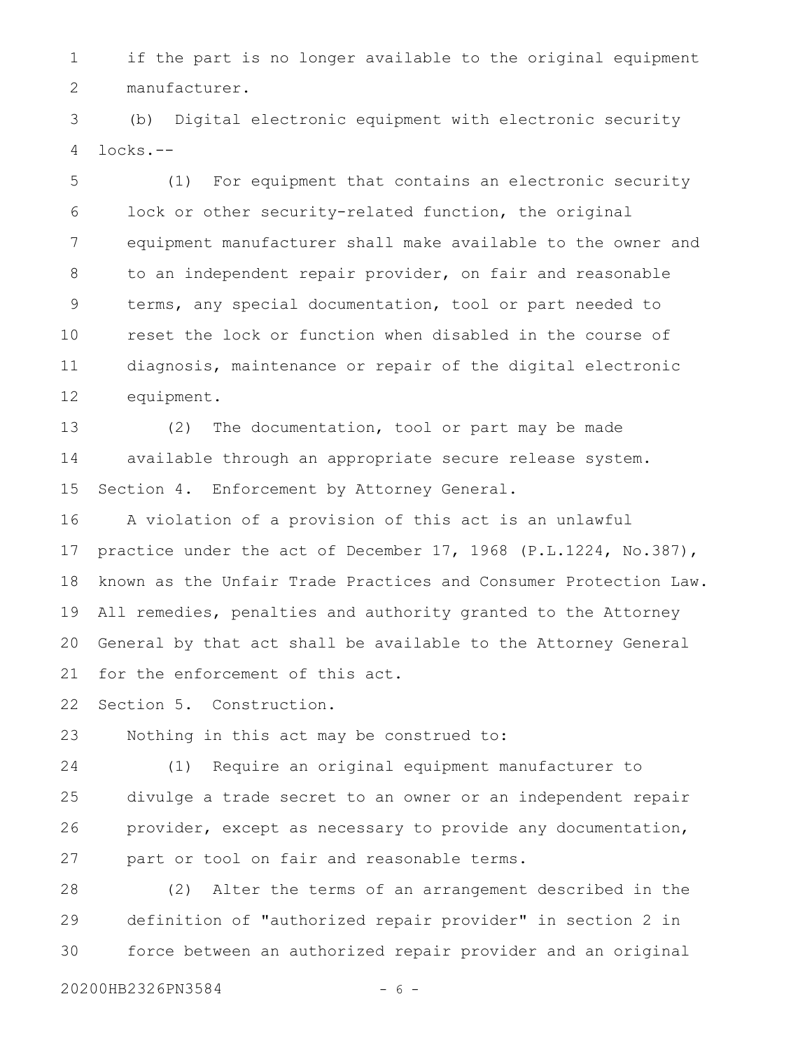if the part is no longer available to the original equipment manufacturer.

(b) Digital electronic equipment with electronic security locks.--

(1) For equipment that contains an electronic security lock or other security-related function, the original equipment manufacturer shall make available to the owner and to an independent repair provider, on fair and reasonable terms, any special documentation, tool or part needed to reset the lock or function when disabled in the course of diagnosis, maintenance or repair of the digital electronic equipment.

(2) The documentation, tool or part may be made available through an appropriate secure release system.

Section 4. Enforcement by Attorney General.

A violation of a provision of this act is an unlawful practice under the act of December 17, 1968 (P.L.1224, No.387), known as the Unfair Trade Practices and Consumer Protection Law. All remedies, penalties and authority granted to the Attorney General by that act shall be available to the Attorney General for the enforcement of this act.

Section 5. Construction.

Nothing in this act may be construed to:

(1) Require an original equipment manufacturer to divulge a trade secret to an owner or an independent repair provider, except as necessary to provide any documentation, part or tool on fair and reasonable terms.

(2) Alter the terms of an arrangement described in the definition of "authorized repair provider" in section 2 in force between an authorized repair provider and an original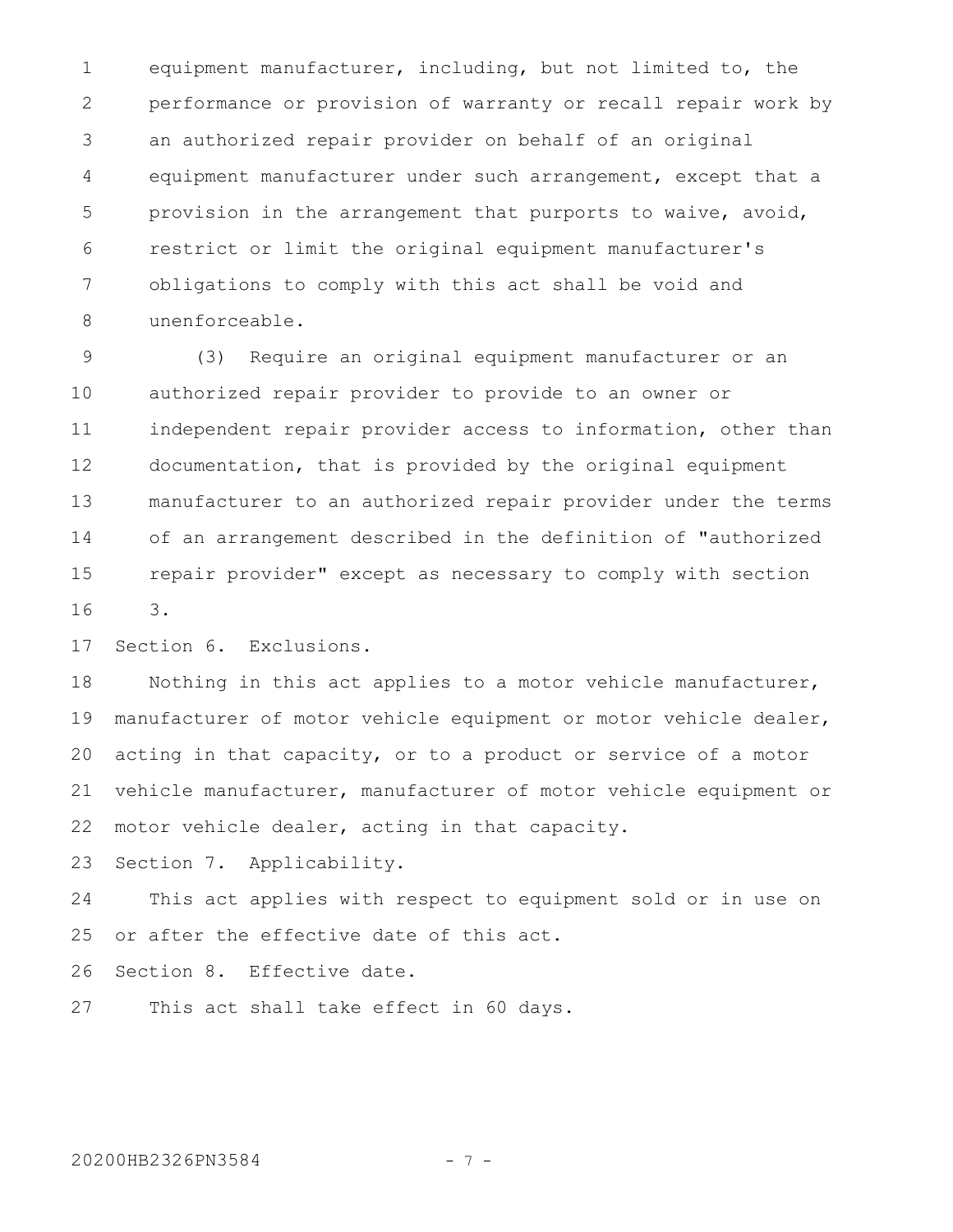equipment manufacturer, including, but not limited to, the performance or provision of warranty or recall repair work by an authorized repair provider on behalf of an original equipment manufacturer under such arrangement, except that a provision in the arrangement that purports to waive, avoid, restrict or limit the original equipment manufacturer's obligations to comply with this act shall be void and unenforceable.

(3) Require an original equipment manufacturer or an authorized repair provider to provide to an owner or independent repair provider access to information, other than documentation, that is provided by the original equipment manufacturer to an authorized repair provider under the terms of an arrangement described in the definition of "authorized repair provider" except as necessary to comply with section 3.

Section 6. Exclusions.

Nothing in this act applies to a motor vehicle manufacturer, manufacturer of motor vehicle equipment or motor vehicle dealer, acting in that capacity, or to a product or service of a motor vehicle manufacturer, manufacturer of motor vehicle equipment or motor vehicle dealer, acting in that capacity.

Section 7. Applicability.

This act applies with respect to equipment sold or in use on or after the effective date of this act.

Section 8. Effective date.

This act shall take effect in 60 days.